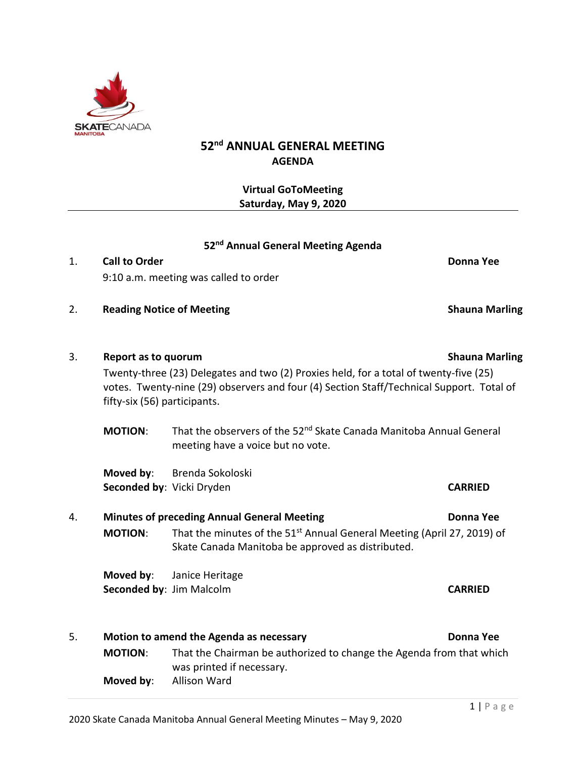# 52nd ANNUAL GENERAL MEETING

## AGENDA

**Virtual GoToMeeting**
**Saturday, May 9, 2020**

---

### 52nd Annual General Meeting Agenda

1. **Call to Order** — **Donna Yee**

   9:10 a.m. meeting was called to order

2. **Reading Notice of Meeting** — **Shauna Marling**

3. **Report as to quorum** — **Shauna Marling**

   Twenty-three (23) Delegates and two (2) Proxies held, for a total of twenty-five (25) votes. Twenty-nine (29) observers and four (4) Section Staff/Technical Support. Total of fifty-six (56) participants.

   **MOTION**: That the observers of the 52nd Skate Canada Manitoba Annual General meeting have a voice but no vote.

   **Moved by**: Brenda Sokoloski
   **Seconded by**: Vicki Dryden — **CARRIED**

4. **Minutes of preceding Annual General Meeting** — **Donna Yee**

   **MOTION**: That the minutes of the 51st Annual General Meeting (April 27, 2019) of Skate Canada Manitoba be approved as distributed.

   **Moved by**: Janice Heritage
   **Seconded by**: Jim Malcolm — **CARRIED**

5. **Motion to amend the Agenda as necessary** — **Donna Yee**

   **MOTION**: That the Chairman be authorized to change the Agenda from that which was printed if necessary.

   **Moved by**: Allison Ward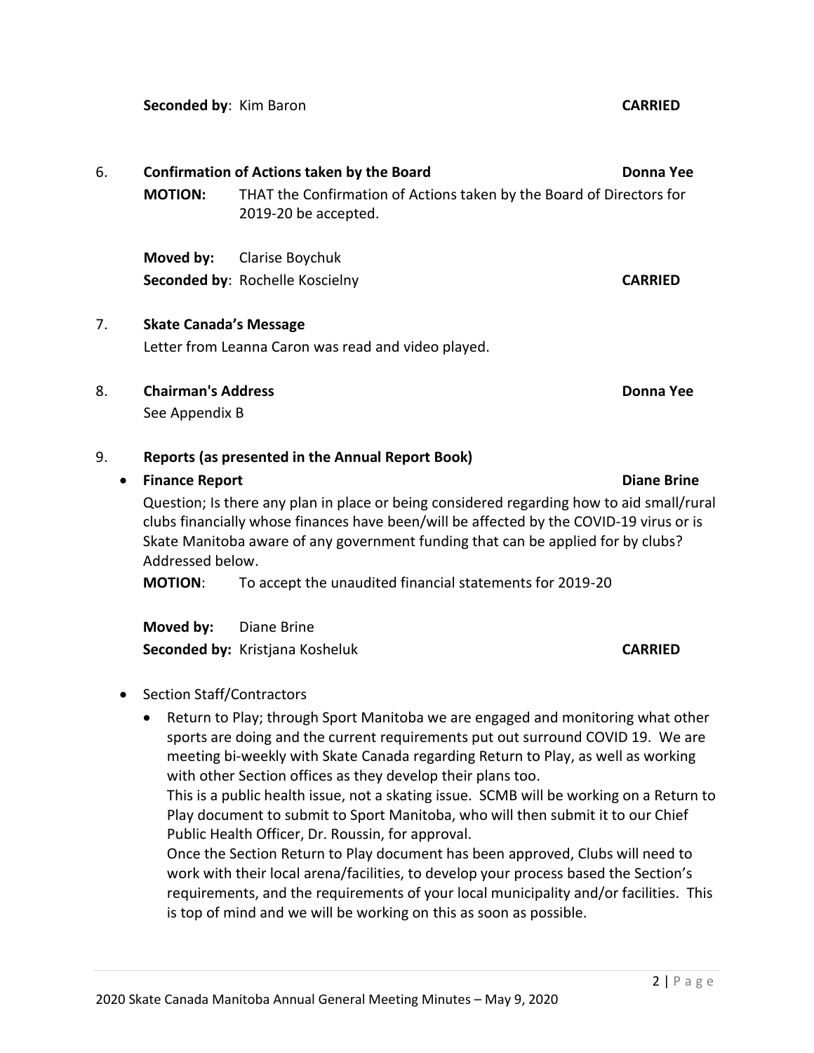**Seconded by**: Kim Baron **CARRIED**

6. **Confirmation of Actions taken by the Board** **Donna Yee**

   **MOTION:** THAT the Confirmation of Actions taken by the Board of Directors for 2019-20 be accepted.

   **Moved by:** Clarise Boychuk
   **Seconded by**: Rochelle Koscielny **CARRIED**

7. **Skate Canada's Message**

   Letter from Leanna Caron was read and video played.

8. **Chairman's Address** **Donna Yee**

   See Appendix B

9. **Reports (as presented in the Annual Report Book)**

   - **Finance Report** **Diane Brine**

     Question; Is there any plan in place or being considered regarding how to aid small/rural clubs financially whose finances have been/will be affected by the COVID-19 virus or is Skate Manitoba aware of any government funding that can be applied for by clubs? Addressed below.

     **MOTION**: To accept the unaudited financial statements for 2019-20

     **Moved by:** Diane Brine
     **Seconded by:** Kristjana Kosheluk **CARRIED**

   - Section Staff/Contractors
     - Return to Play; through Sport Manitoba we are engaged and monitoring what other sports are doing and the current requirements put out surround COVID 19. We are meeting bi-weekly with Skate Canada regarding Return to Play, as well as working with other Section offices as they develop their plans too.

       This is a public health issue, not a skating issue. SCMB will be working on a Return to Play document to submit to Sport Manitoba, who will then submit it to our Chief Public Health Officer, Dr. Roussin, for approval.

       Once the Section Return to Play document has been approved, Clubs will need to work with their local arena/facilities, to develop your process based the Section's requirements, and the requirements of your local municipality and/or facilities. This is top of mind and we will be working on this as soon as possible.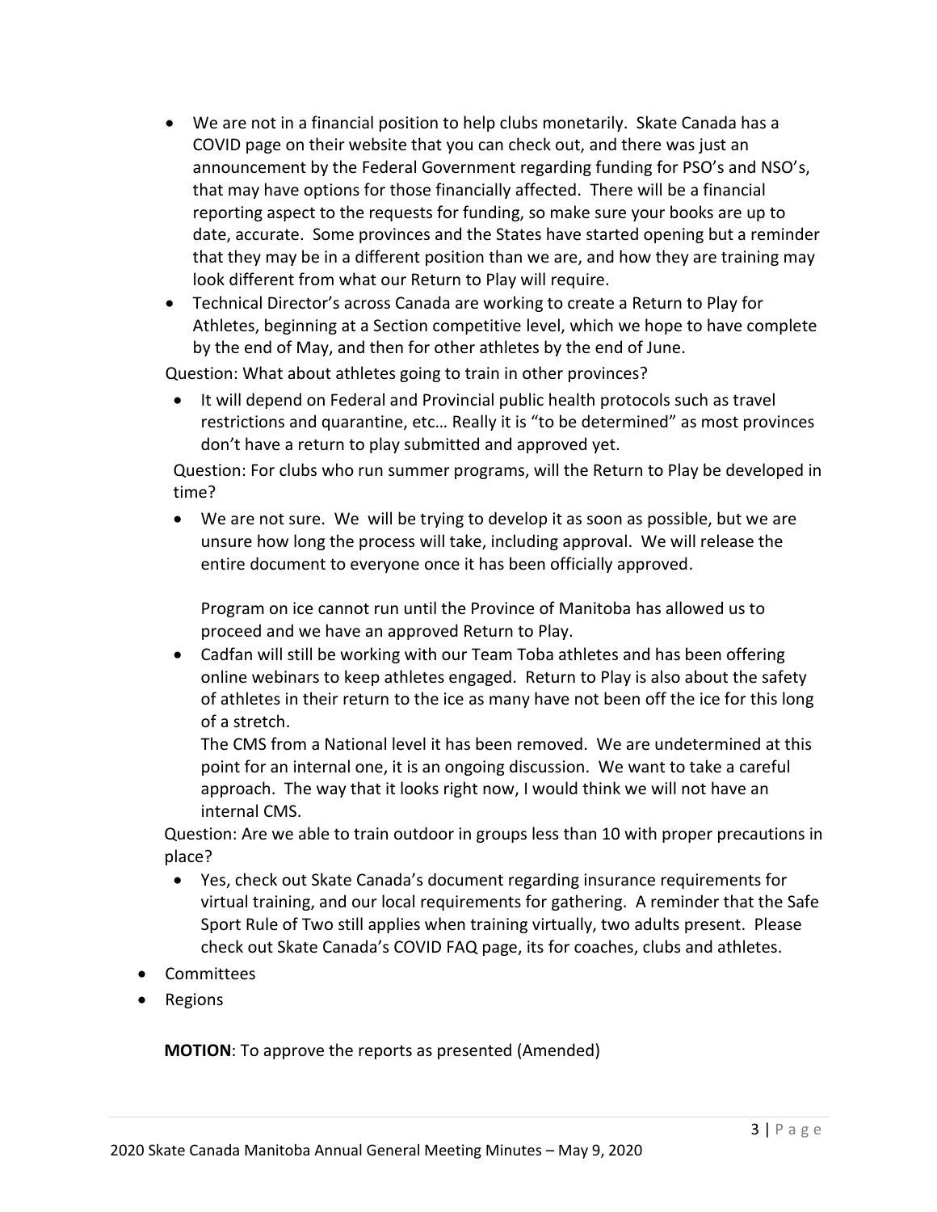- We are not in a financial position to help clubs monetarily. Skate Canada has a COVID page on their website that you can check out, and there was just an announcement by the Federal Government regarding funding for PSO's and NSO's, that may have options for those financially affected. There will be a financial reporting aspect to the requests for funding, so make sure your books are up to date, accurate. Some provinces and the States have started opening but a reminder that they may be in a different position than we are, and how they are training may look different from what our Return to Play will require.
- Technical Director's across Canada are working to create a Return to Play for Athletes, beginning at a Section competitive level, which we hope to have complete by the end of May, and then for other athletes by the end of June.

  Question: What about athletes going to train in other provinces?

  - It will depend on Federal and Provincial public health protocols such as travel restrictions and quarantine, etc… Really it is "to be determined" as most provinces don't have a return to play submitted and approved yet.

  Question: For clubs who run summer programs, will the Return to Play be developed in time?

  - We are not sure. We will be trying to develop it as soon as possible, but we are unsure how long the process will take, including approval. We will release the entire document to everyone once it has been officially approved.

    Program on ice cannot run until the Province of Manitoba has allowed us to proceed and we have an approved Return to Play.
  - Cadfan will still be working with our Team Toba athletes and has been offering online webinars to keep athletes engaged. Return to Play is also about the safety of athletes in their return to the ice as many have not been off the ice for this long of a stretch.

    The CMS from a National level it has been removed. We are undetermined at this point for an internal one, it is an ongoing discussion. We want to take a careful approach. The way that it looks right now, I would think we will not have an internal CMS.

  Question: Are we able to train outdoor in groups less than 10 with proper precautions in place?

  - Yes, check out Skate Canada's document regarding insurance requirements for virtual training, and our local requirements for gathering. A reminder that the Safe Sport Rule of Two still applies when training virtually, two adults present. Please check out Skate Canada's COVID FAQ page, its for coaches, clubs and athletes.
- Committees
- Regions

**MOTION**: To approve the reports as presented (Amended)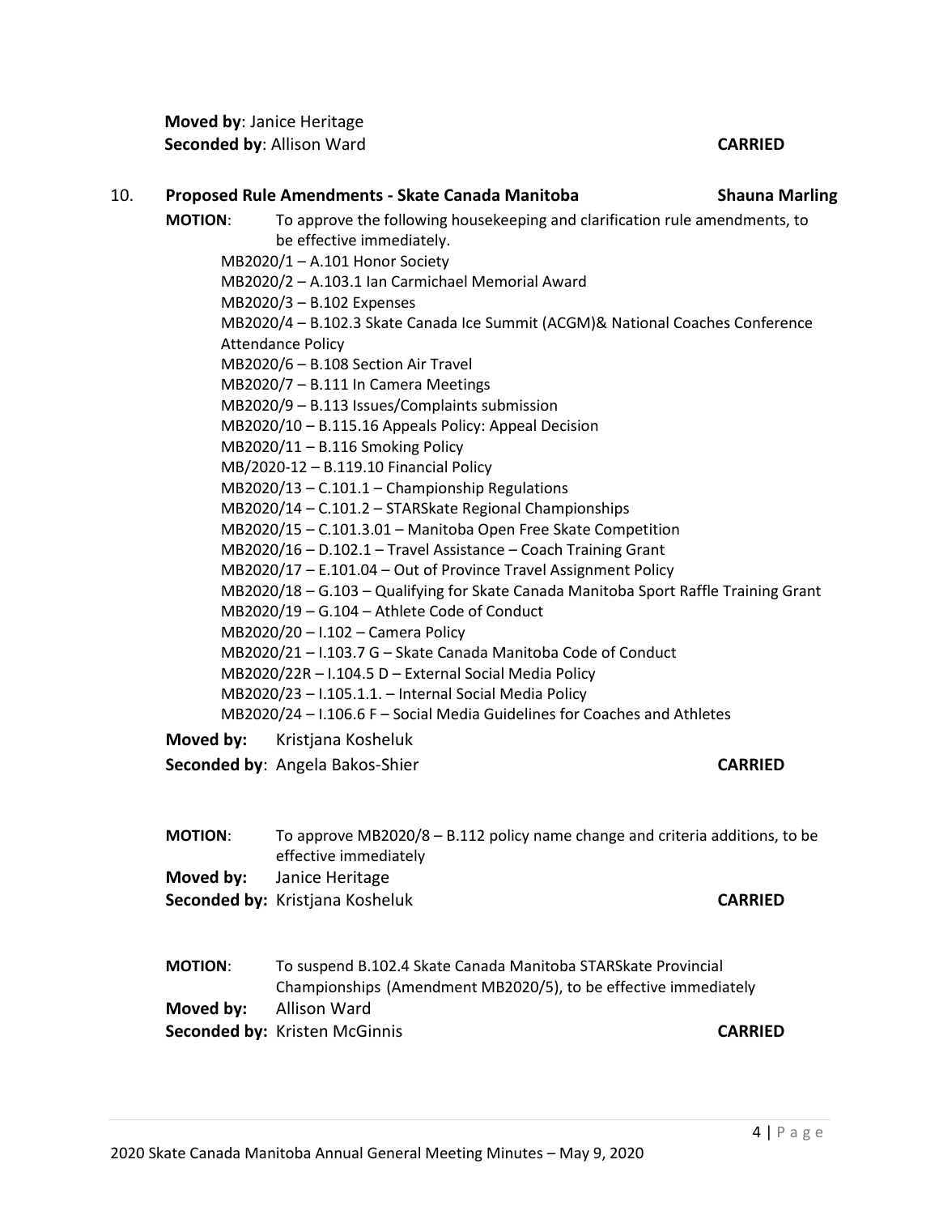**Moved by**: Janice Heritage
**Seconded by**: Allison Ward **CARRIED**

10. **Proposed Rule Amendments - Skate Canada Manitoba** **Shauna Marling**

**MOTION**: To approve the following housekeeping and clarification rule amendments, to be effective immediately.

MB2020/1 – A.101 Honor Society
MB2020/2 – A.103.1 Ian Carmichael Memorial Award
MB2020/3 – B.102 Expenses
MB2020/4 – B.102.3 Skate Canada Ice Summit (ACGM)& National Coaches Conference Attendance Policy
MB2020/6 – B.108 Section Air Travel
MB2020/7 – B.111 In Camera Meetings
MB2020/9 – B.113 Issues/Complaints submission
MB2020/10 – B.115.16 Appeals Policy: Appeal Decision
MB2020/11 – B.116 Smoking Policy
MB/2020-12 – B.119.10 Financial Policy
MB2020/13 – C.101.1 – Championship Regulations
MB2020/14 – C.101.2 – STARSkate Regional Championships
MB2020/15 – C.101.3.01 – Manitoba Open Free Skate Competition
MB2020/16 – D.102.1 – Travel Assistance – Coach Training Grant
MB2020/17 – E.101.04 – Out of Province Travel Assignment Policy
MB2020/18 – G.103 – Qualifying for Skate Canada Manitoba Sport Raffle Training Grant
MB2020/19 – G.104 – Athlete Code of Conduct
MB2020/20 – I.102 – Camera Policy
MB2020/21 – I.103.7 G – Skate Canada Manitoba Code of Conduct
MB2020/22R – I.104.5 D – External Social Media Policy
MB2020/23 – I.105.1.1. – Internal Social Media Policy
MB2020/24 – I.106.6 F – Social Media Guidelines for Coaches and Athletes

**Moved by:** Kristjana Kosheluk
**Seconded by**: Angela Bakos-Shier **CARRIED**

**MOTION**: To approve MB2020/8 – B.112 policy name change and criteria additions, to be effective immediately
**Moved by:** Janice Heritage
**Seconded by:** Kristjana Kosheluk **CARRIED**

**MOTION**: To suspend B.102.4 Skate Canada Manitoba STARSkate Provincial Championships (Amendment MB2020/5), to be effective immediately
**Moved by:** Allison Ward
**Seconded by:** Kristen McGinnis **CARRIED**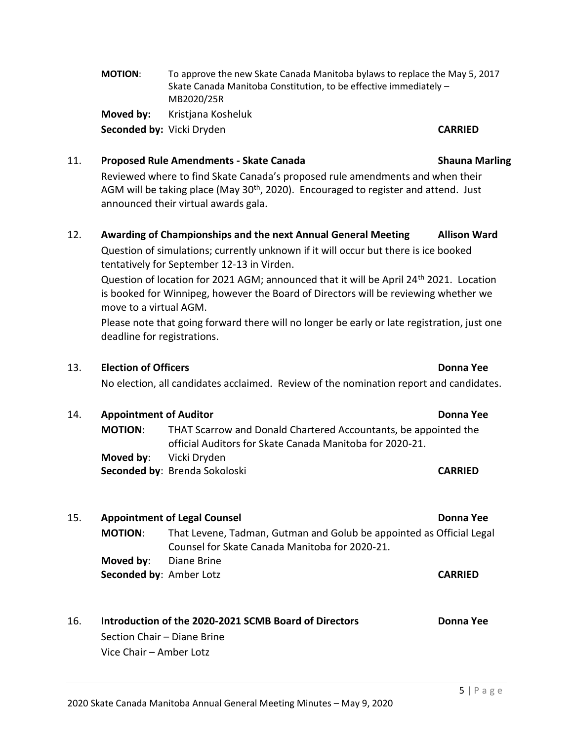**MOTION**: To approve the new Skate Canada Manitoba bylaws to replace the May 5, 2017 Skate Canada Manitoba Constitution, to be effective immediately – MB2020/25R

**Moved by:** Kristjana Kosheluk

**Seconded by:** Vicki Dryden **CARRIED**

11. **Proposed Rule Amendments - Skate Canada** **Shauna Marling**

Reviewed where to find Skate Canada's proposed rule amendments and when their AGM will be taking place (May 30th, 2020). Encouraged to register and attend. Just announced their virtual awards gala.

12. **Awarding of Championships and the next Annual General Meeting** **Allison Ward**

Question of simulations; currently unknown if it will occur but there is ice booked tentatively for September 12-13 in Virden.

Question of location for 2021 AGM; announced that it will be April 24th 2021. Location is booked for Winnipeg, however the Board of Directors will be reviewing whether we move to a virtual AGM.

Please note that going forward there will no longer be early or late registration, just one deadline for registrations.

13. **Election of Officers** **Donna Yee**

No election, all candidates acclaimed. Review of the nomination report and candidates.

14. **Appointment of Auditor** **Donna Yee**

**MOTION**: THAT Scarrow and Donald Chartered Accountants, be appointed the official Auditors for Skate Canada Manitoba for 2020-21.

**Moved by**: Vicki Dryden

**Seconded by**: Brenda Sokoloski **CARRIED**

15. **Appointment of Legal Counsel** **Donna Yee**

**MOTION**: That Levene, Tadman, Gutman and Golub be appointed as Official Legal Counsel for Skate Canada Manitoba for 2020-21.

**Moved by**: Diane Brine

**Seconded by**: Amber Lotz **CARRIED**

16. **Introduction of the 2020-2021 SCMB Board of Directors** **Donna Yee**

Section Chair – Diane Brine

Vice Chair – Amber Lotz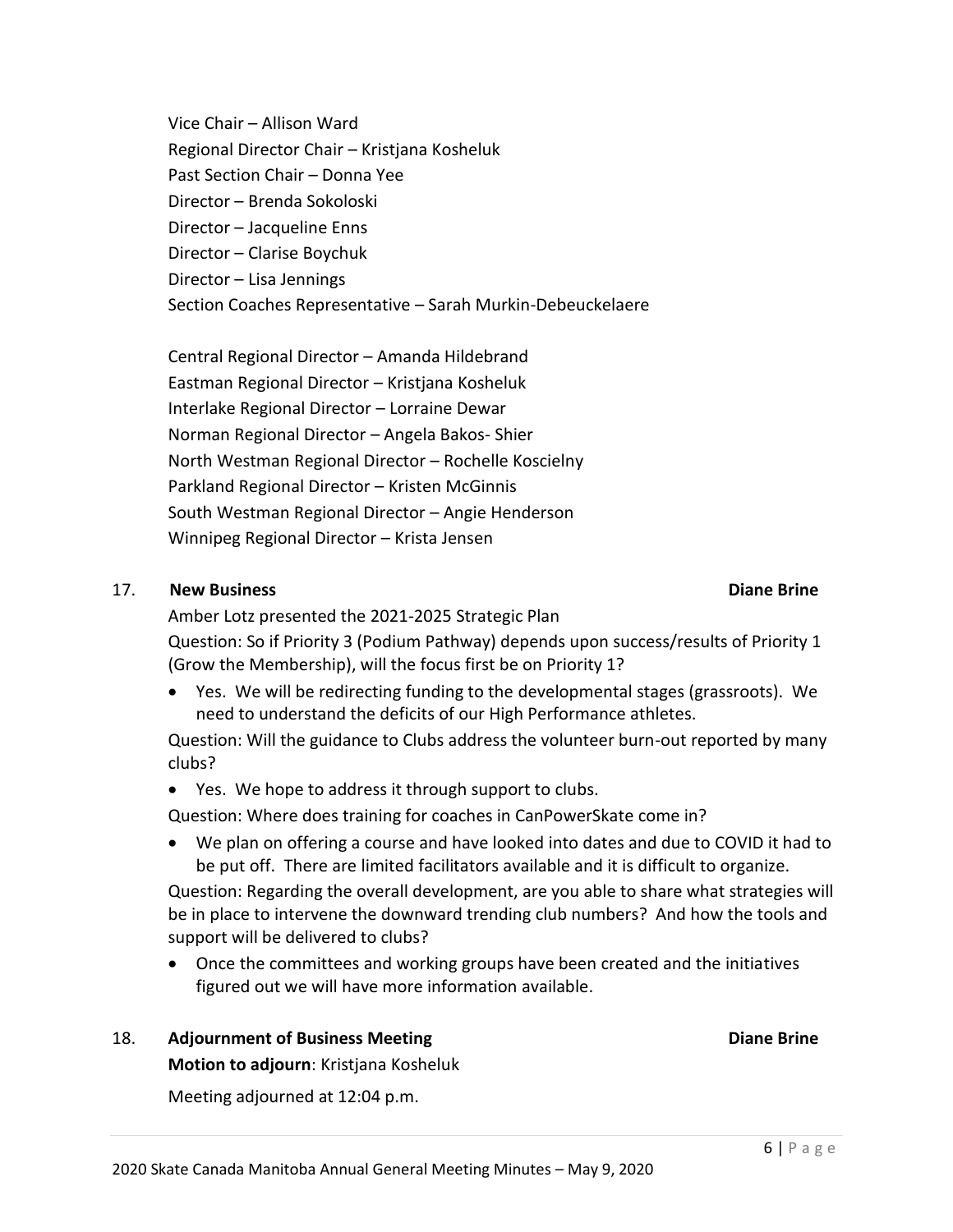Vice Chair – Allison Ward
Regional Director Chair – Kristjana Kosheluk
Past Section Chair – Donna Yee
Director – Brenda Sokoloski
Director – Jacqueline Enns
Director – Clarise Boychuk
Director – Lisa Jennings
Section Coaches Representative – Sarah Murkin-Debeuckelaere

Central Regional Director – Amanda Hildebrand
Eastman Regional Director – Kristjana Kosheluk
Interlake Regional Director – Lorraine Dewar
Norman Regional Director – Angela Bakos- Shier
North Westman Regional Director – Rochelle Koscielny
Parkland Regional Director – Kristen McGinnis
South Westman Regional Director – Angie Henderson
Winnipeg Regional Director – Krista Jensen

17. **New Business** **Diane Brine**

Amber Lotz presented the 2021-2025 Strategic Plan

Question: So if Priority 3 (Podium Pathway) depends upon success/results of Priority 1 (Grow the Membership), will the focus first be on Priority 1?

- Yes. We will be redirecting funding to the developmental stages (grassroots). We need to understand the deficits of our High Performance athletes.

Question: Will the guidance to Clubs address the volunteer burn-out reported by many clubs?

- Yes. We hope to address it through support to clubs.

Question: Where does training for coaches in CanPowerSkate come in?

- We plan on offering a course and have looked into dates and due to COVID it had to be put off. There are limited facilitators available and it is difficult to organize.

Question: Regarding the overall development, are you able to share what strategies will be in place to intervene the downward trending club numbers? And how the tools and support will be delivered to clubs?

- Once the committees and working groups have been created and the initiatives figured out we will have more information available.

18. **Adjournment of Business Meeting** **Diane Brine**

**Motion to adjourn**: Kristjana Kosheluk

Meeting adjourned at 12:04 p.m.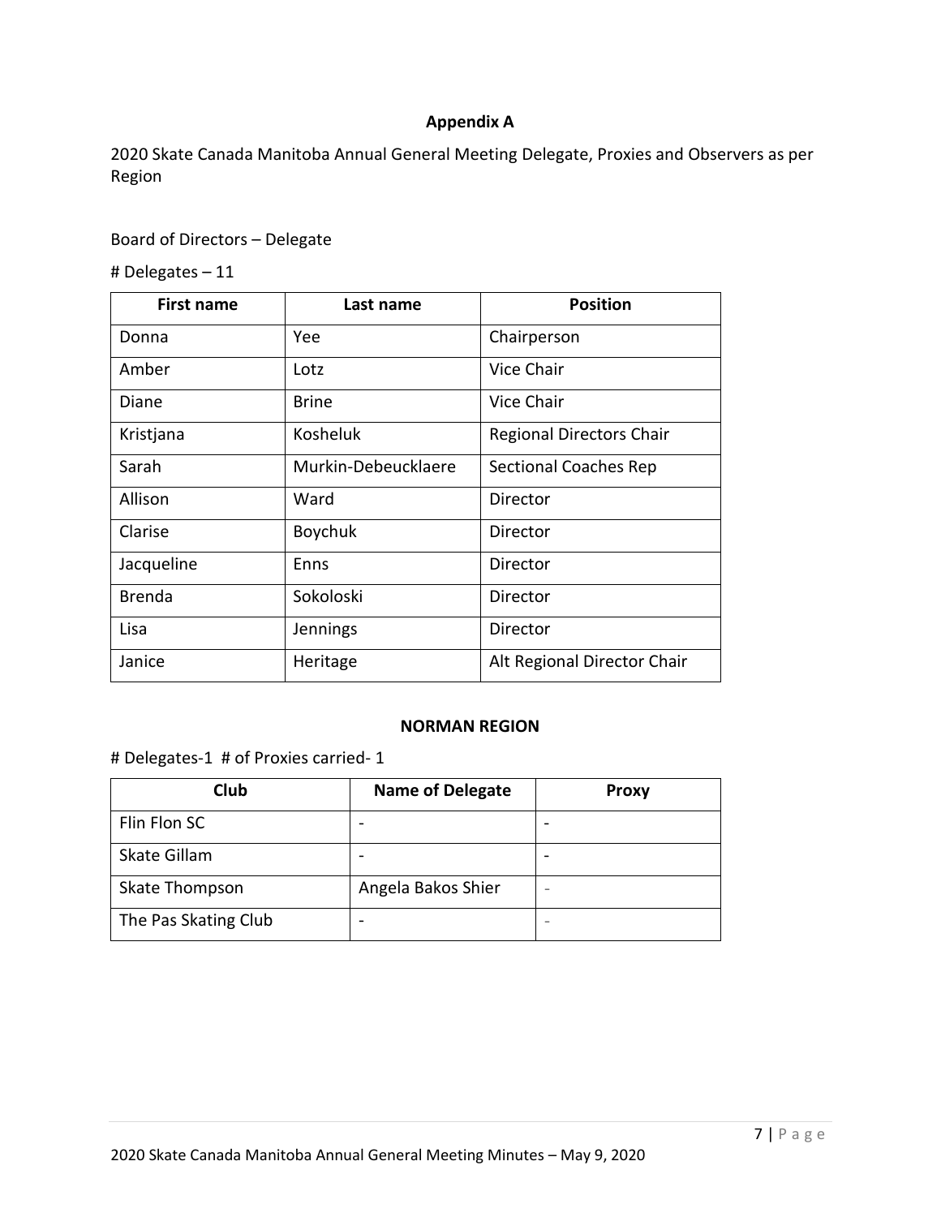## Appendix A

2020 Skate Canada Manitoba Annual General Meeting Delegate, Proxies and Observers as per Region

Board of Directors – Delegate

# Delegates – 11

| First name | Last name | Position |
|---|---|---|
| Donna | Yee | Chairperson |
| Amber | Lotz | Vice Chair |
| Diane | Brine | Vice Chair |
| Kristjana | Kosheluk | Regional Directors Chair |
| Sarah | Murkin-Debeucklaere | Sectional Coaches Rep |
| Allison | Ward | Director |
| Clarise | Boychuk | Director |
| Jacqueline | Enns | Director |
| Brenda | Sokoloski | Director |
| Lisa | Jennings | Director |
| Janice | Heritage | Alt Regional Director Chair |

### NORMAN REGION

# Delegates-1 # of Proxies carried- 1

| Club | Name of Delegate | Proxy |
|---|---|---|
| Flin Flon SC | - | - |
| Skate Gillam | - | - |
| Skate Thompson | Angela Bakos Shier | - |
| The Pas Skating Club | - | - |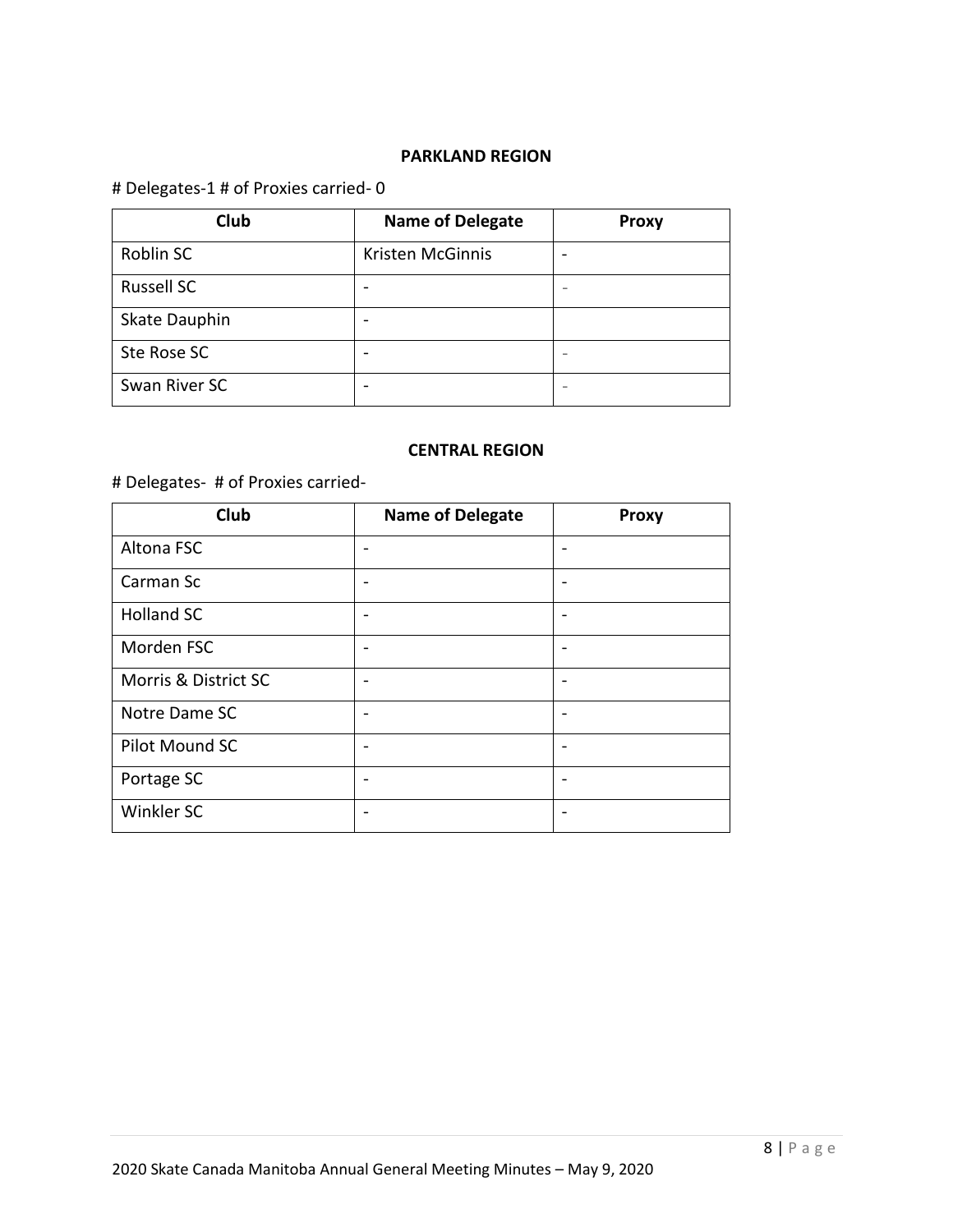**PARKLAND REGION**

# Delegates-1 # of Proxies carried- 0

| Club | Name of Delegate | Proxy |
|---|---|---|
| Roblin SC | Kristen McGinnis | - |
| Russell SC | - | - |
| Skate Dauphin | - | |
| Ste Rose SC | - | - |
| Swan River SC | - | - |

**CENTRAL REGION**

# Delegates- # of Proxies carried-

| Club | Name of Delegate | Proxy |
|---|---|---|
| Altona FSC | - | - |
| Carman Sc | - | - |
| Holland SC | - | - |
| Morden FSC | - | - |
| Morris & District SC | - | - |
| Notre Dame SC | - | - |
| Pilot Mound SC | - | - |
| Portage SC | - | - |
| Winkler SC | - | - |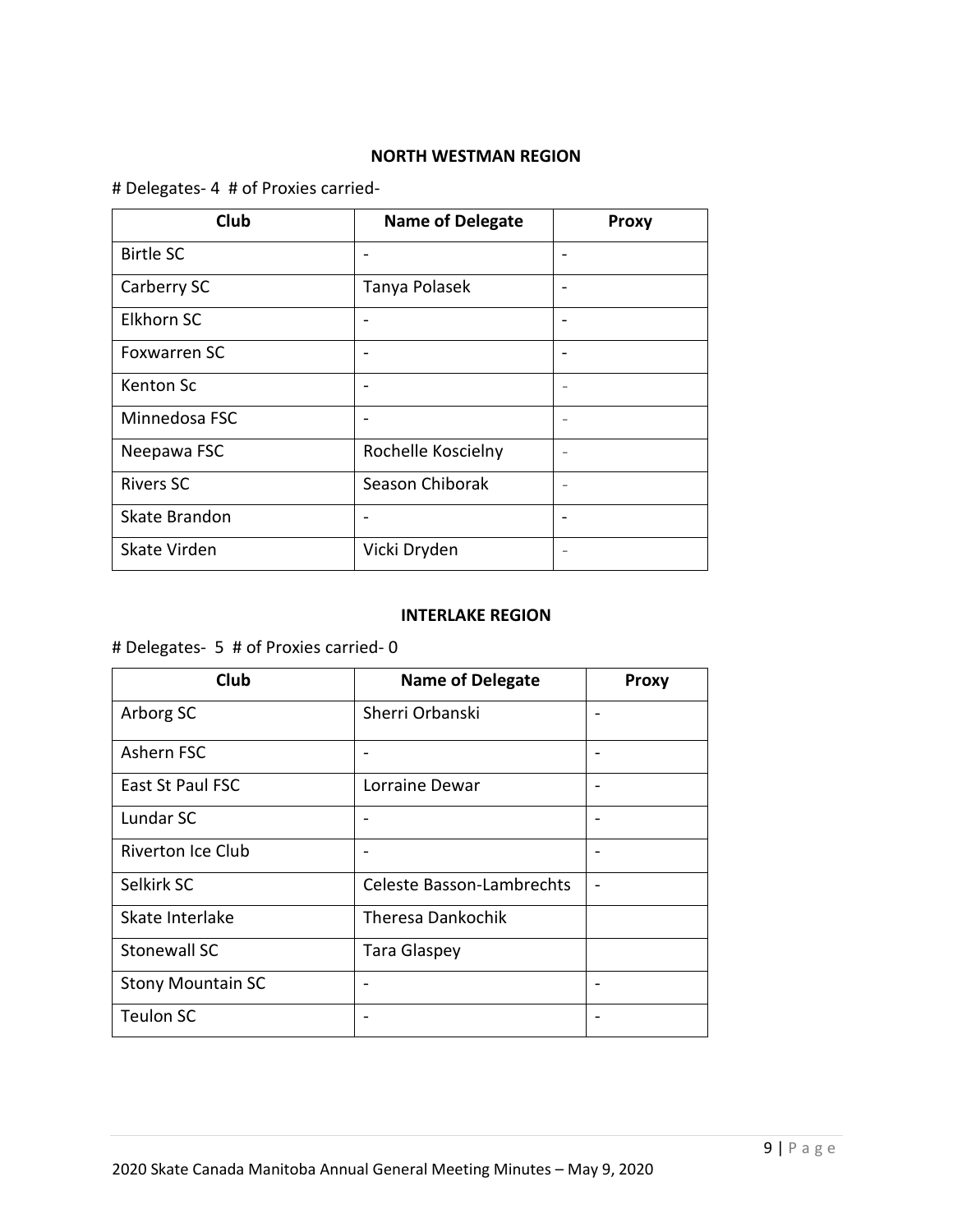### NORTH WESTMAN REGION

# Delegates- 4 # of Proxies carried-

| Club | Name of Delegate | Proxy |
|---|---|---|
| Birtle SC | - | - |
| Carberry SC | Tanya Polasek | - |
| Elkhorn SC | - | - |
| Foxwarren SC | - | - |
| Kenton Sc | - | - |
| Minnedosa FSC | - | - |
| Neepawa FSC | Rochelle Koscielny | - |
| Rivers SC | Season Chiborak | - |
| Skate Brandon | - | - |
| Skate Virden | Vicki Dryden | - |

### INTERLAKE REGION

# Delegates- 5 # of Proxies carried- 0

| Club | Name of Delegate | Proxy |
|---|---|---|
| Arborg SC | Sherri Orbanski | - |
| Ashern FSC | - | - |
| East St Paul FSC | Lorraine Dewar | - |
| Lundar SC | - | - |
| Riverton Ice Club | - | - |
| Selkirk SC | Celeste Basson-Lambrechts | - |
| Skate Interlake | Theresa Dankochik | |
| Stonewall SC | Tara Glaspey | |
| Stony Mountain SC | - | - |
| Teulon SC | - | - |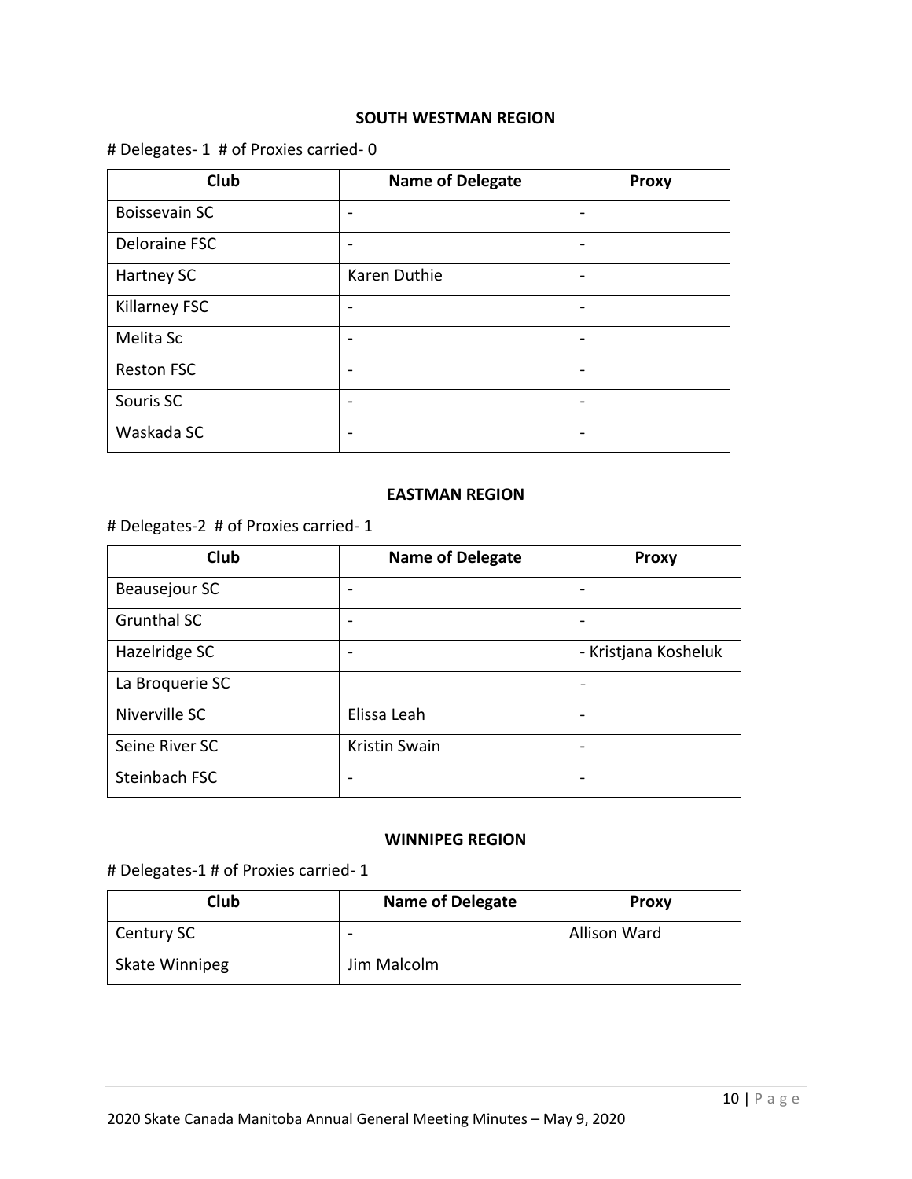**SOUTH WESTMAN REGION**

# Delegates- 1  # of Proxies carried- 0

| Club | Name of Delegate | Proxy |
|---|---|---|
| Boissevain SC | - | - |
| Deloraine FSC | - | - |
| Hartney SC | Karen Duthie | - |
| Killarney FSC | - | - |
| Melita Sc | - | - |
| Reston FSC | - | - |
| Souris SC | - | - |
| Waskada SC | - | - |

**EASTMAN REGION**

# Delegates-2  # of Proxies carried- 1

| Club | Name of Delegate | Proxy |
|---|---|---|
| Beausejour SC | - | - |
| Grunthal SC | - | - |
| Hazelridge SC | - | - Kristjana Kosheluk |
| La Broquerie SC | | - |
| Niverville SC | Elissa Leah | - |
| Seine River SC | Kristin Swain | - |
| Steinbach FSC | - | - |

**WINNIPEG REGION**

# Delegates-1 # of Proxies carried- 1

| Club | Name of Delegate | Proxy |
|---|---|---|
| Century SC | - | Allison Ward |
| Skate Winnipeg | Jim Malcolm | |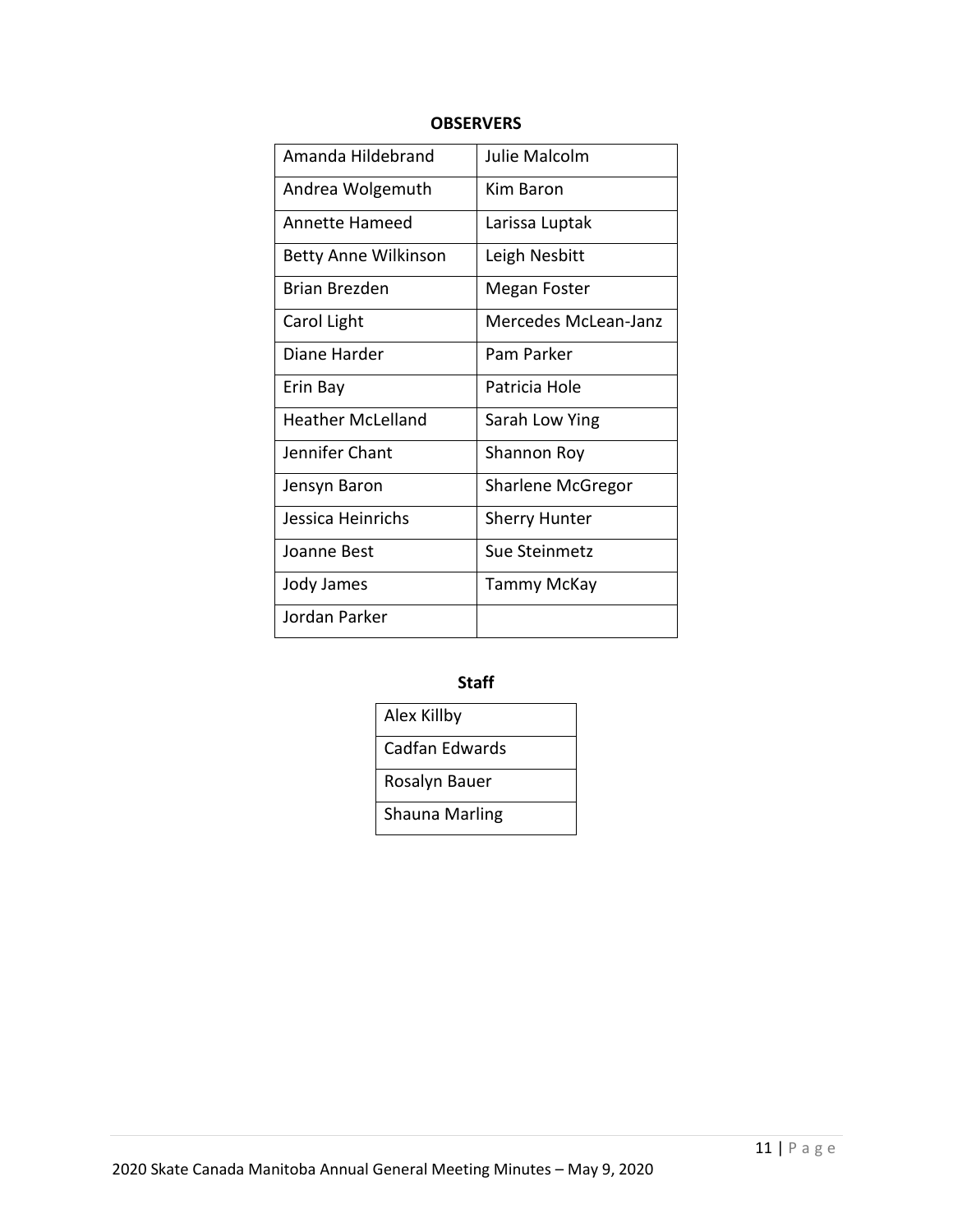**OBSERVERS**

| | |
|---|---|
| Amanda Hildebrand | Julie Malcolm |
| Andrea Wolgemuth | Kim Baron |
| Annette Hameed | Larissa Luptak |
| Betty Anne Wilkinson | Leigh Nesbitt |
| Brian Brezden | Megan Foster |
| Carol Light | Mercedes McLean-Janz |
| Diane Harder | Pam Parker |
| Erin Bay | Patricia Hole |
| Heather McLelland | Sarah Low Ying |
| Jennifer Chant | Shannon Roy |
| Jensyn Baron | Sharlene McGregor |
| Jessica Heinrichs | Sherry Hunter |
| Joanne Best | Sue Steinmetz |
| Jody James | Tammy McKay |
| Jordan Parker | |

**Staff**

| |
|---|
| Alex Killby |
| Cadfan Edwards |
| Rosalyn Bauer |
| Shauna Marling |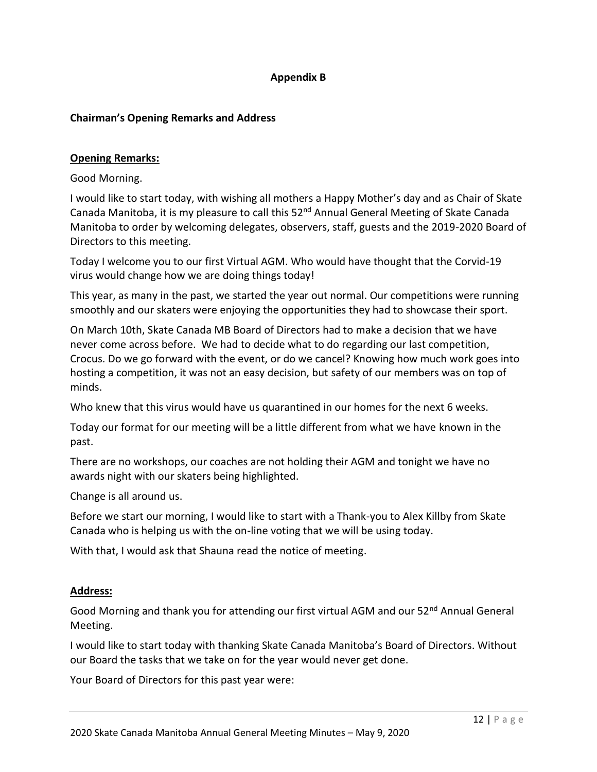## Appendix B

### Chairman's Opening Remarks and Address

**Opening Remarks:**

Good Morning.

I would like to start today, with wishing all mothers a Happy Mother's day and as Chair of Skate Canada Manitoba, it is my pleasure to call this 52nd Annual General Meeting of Skate Canada Manitoba to order by welcoming delegates, observers, staff, guests and the 2019-2020 Board of Directors to this meeting.

Today I welcome you to our first Virtual AGM. Who would have thought that the Corvid-19 virus would change how we are doing things today!

This year, as many in the past, we started the year out normal. Our competitions were running smoothly and our skaters were enjoying the opportunities they had to showcase their sport.

On March 10th, Skate Canada MB Board of Directors had to make a decision that we have never come across before. We had to decide what to do regarding our last competition, Crocus. Do we go forward with the event, or do we cancel? Knowing how much work goes into hosting a competition, it was not an easy decision, but safety of our members was on top of minds.

Who knew that this virus would have us quarantined in our homes for the next 6 weeks.

Today our format for our meeting will be a little different from what we have known in the past.

There are no workshops, our coaches are not holding their AGM and tonight we have no awards night with our skaters being highlighted.

Change is all around us.

Before we start our morning, I would like to start with a Thank-you to Alex Killby from Skate Canada who is helping us with the on-line voting that we will be using today.

With that, I would ask that Shauna read the notice of meeting.

**Address:**

Good Morning and thank you for attending our first virtual AGM and our 52nd Annual General Meeting.

I would like to start today with thanking Skate Canada Manitoba's Board of Directors. Without our Board the tasks that we take on for the year would never get done.

Your Board of Directors for this past year were: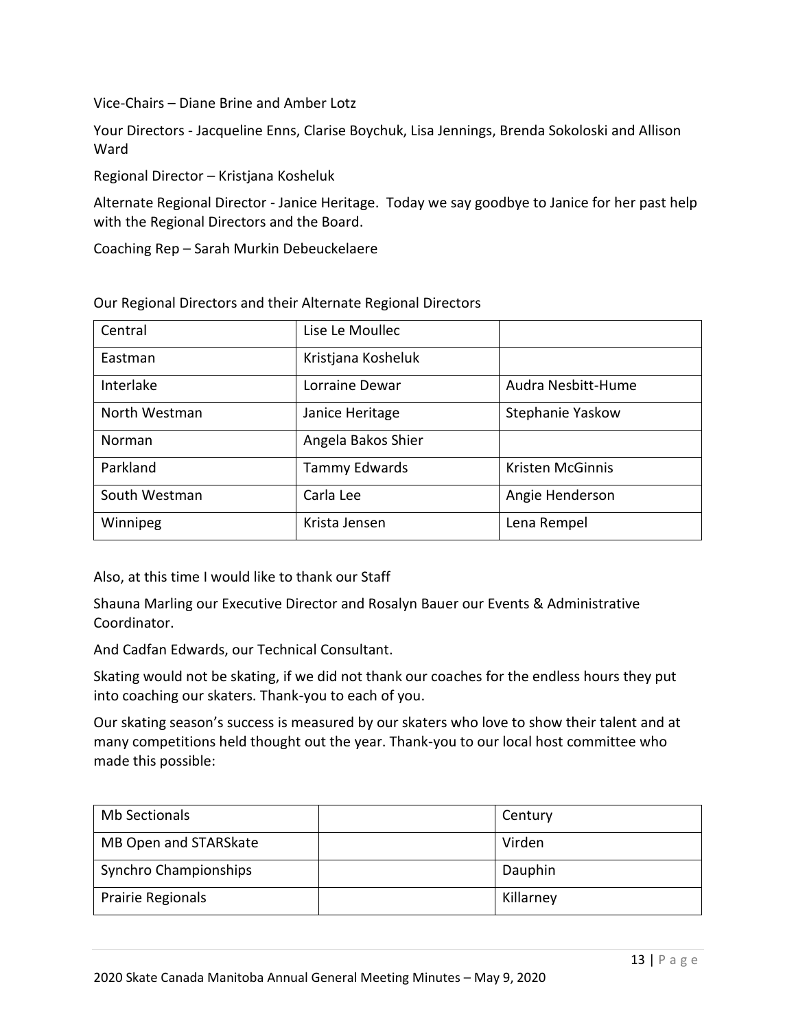Vice-Chairs – Diane Brine and Amber Lotz

Your Directors - Jacqueline Enns, Clarise Boychuk, Lisa Jennings, Brenda Sokoloski and Allison Ward

Regional Director – Kristjana Kosheluk

Alternate Regional Director - Janice Heritage. Today we say goodbye to Janice for her past help with the Regional Directors and the Board.

Coaching Rep – Sarah Murkin Debeuckelaere

Our Regional Directors and their Alternate Regional Directors

| | | |
|---|---|---|
| Central | Lise Le Moullec | |
| Eastman | Kristjana Kosheluk | |
| Interlake | Lorraine Dewar | Audra Nesbitt-Hume |
| North Westman | Janice Heritage | Stephanie Yaskow |
| Norman | Angela Bakos Shier | |
| Parkland | Tammy Edwards | Kristen McGinnis |
| South Westman | Carla Lee | Angie Henderson |
| Winnipeg | Krista Jensen | Lena Rempel |

Also, at this time I would like to thank our Staff

Shauna Marling our Executive Director and Rosalyn Bauer our Events & Administrative Coordinator.

And Cadfan Edwards, our Technical Consultant.

Skating would not be skating, if we did not thank our coaches for the endless hours they put into coaching our skaters. Thank-you to each of you.

Our skating season's success is measured by our skaters who love to show their talent and at many competitions held thought out the year. Thank-you to our local host committee who made this possible:

| | | |
|---|---|---|
| Mb Sectionals | | Century |
| MB Open and STARSkate | | Virden |
| Synchro Championships | | Dauphin |
| Prairie Regionals | | Killarney |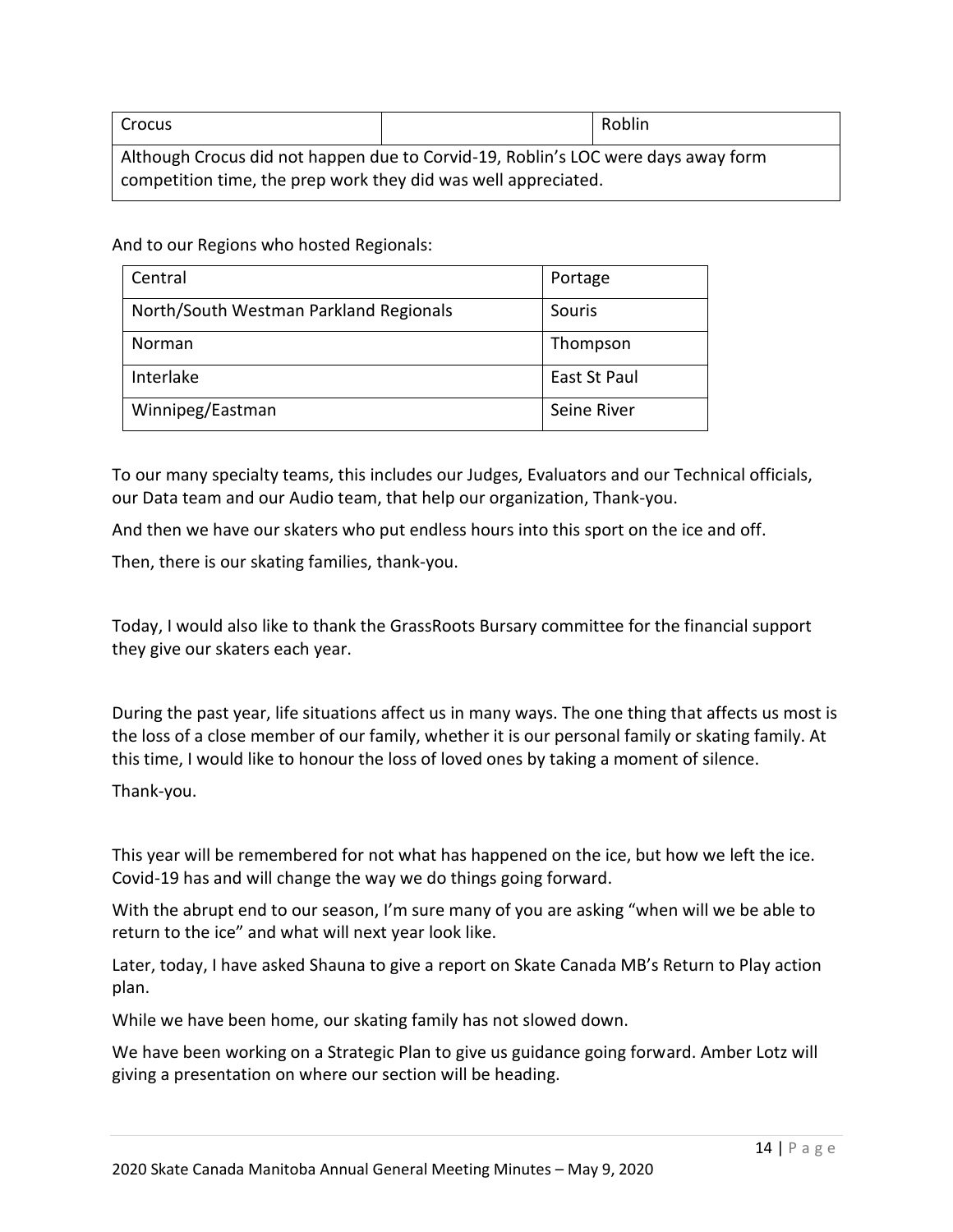| Crocus | | Roblin |
| --- | --- | --- |
| Although Crocus did not happen due to Corvid-19, Roblin's LOC were days away form competition time, the prep work they did was well appreciated. | | |

And to our Regions who hosted Regionals:

| Central | Portage |
| --- | --- |
| North/South Westman Parkland Regionals | Souris |
| Norman | Thompson |
| Interlake | East St Paul |
| Winnipeg/Eastman | Seine River |

To our many specialty teams, this includes our Judges, Evaluators and our Technical officials, our Data team and our Audio team, that help our organization, Thank-you.

And then we have our skaters who put endless hours into this sport on the ice and off.

Then, there is our skating families, thank-you.

Today, I would also like to thank the GrassRoots Bursary committee for the financial support they give our skaters each year.

During the past year, life situations affect us in many ways. The one thing that affects us most is the loss of a close member of our family, whether it is our personal family or skating family. At this time, I would like to honour the loss of loved ones by taking a moment of silence.

Thank-you.

This year will be remembered for not what has happened on the ice, but how we left the ice. Covid-19 has and will change the way we do things going forward.

With the abrupt end to our season, I'm sure many of you are asking "when will we be able to return to the ice" and what will next year look like.

Later, today, I have asked Shauna to give a report on Skate Canada MB's Return to Play action plan.

While we have been home, our skating family has not slowed down.

We have been working on a Strategic Plan to give us guidance going forward. Amber Lotz will giving a presentation on where our section will be heading.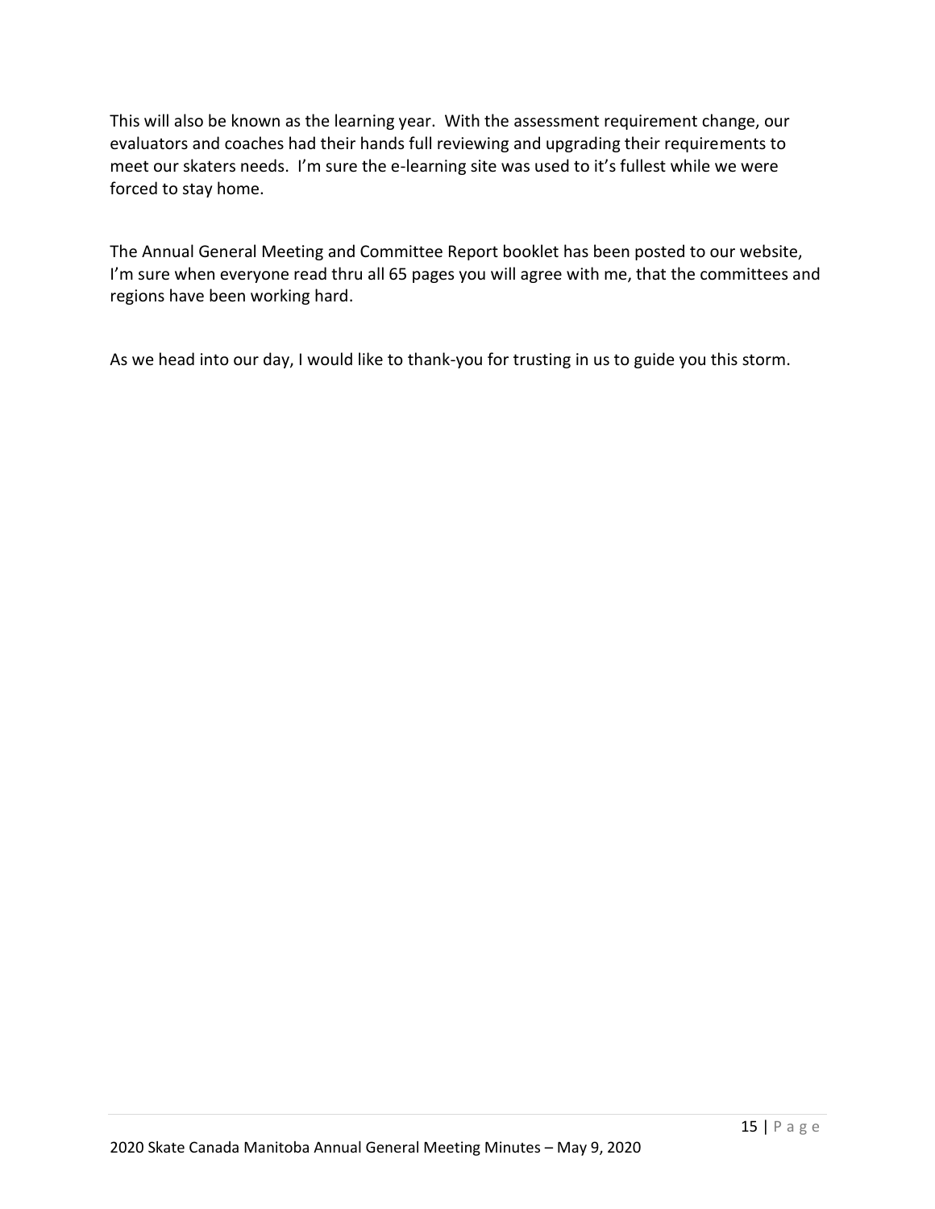This will also be known as the learning year. With the assessment requirement change, our evaluators and coaches had their hands full reviewing and upgrading their requirements to meet our skaters needs. I'm sure the e-learning site was used to it's fullest while we were forced to stay home.

The Annual General Meeting and Committee Report booklet has been posted to our website, I'm sure when everyone read thru all 65 pages you will agree with me, that the committees and regions have been working hard.

As we head into our day, I would like to thank-you for trusting in us to guide you this storm.